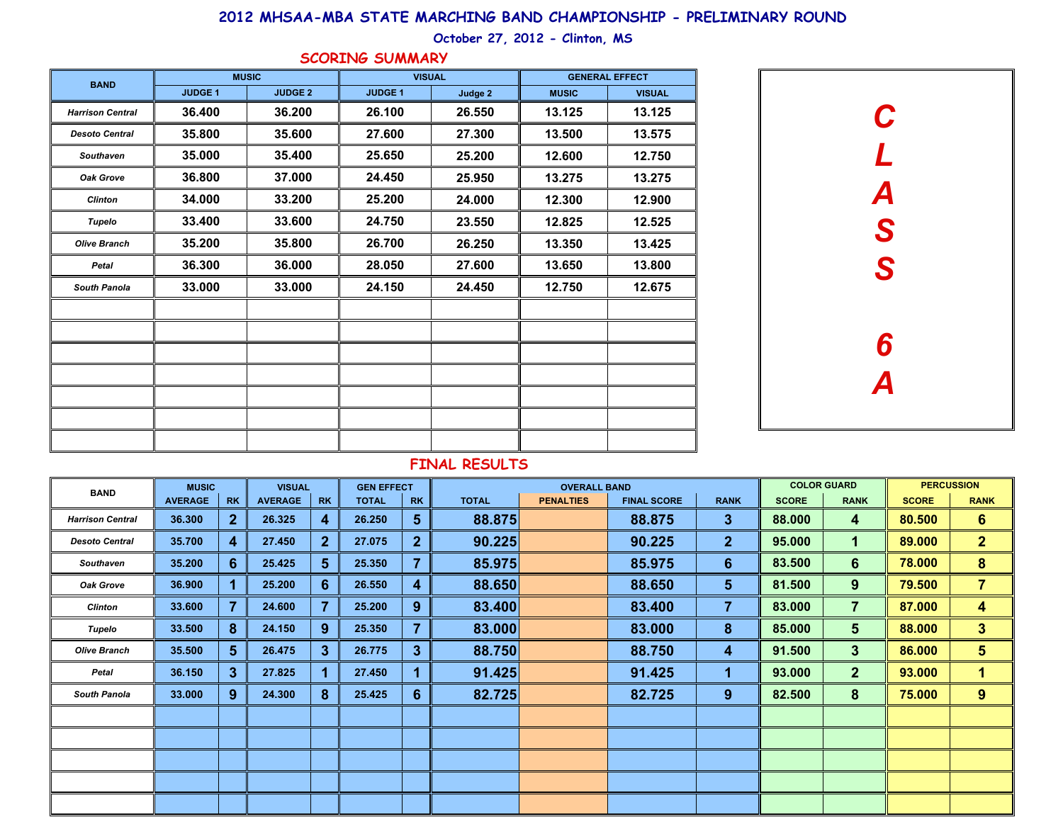# 2012 MHSAA-MBA STATE MARCHING BAND CHAMPIONSHIP - PRELIMINARY ROUND

October 27, 2012 - Clinton, MS

## SCORING SUMMARY

**CLASS 6A**

| BAND | MUSIC | | VISUAL | | GENERAL EFFECT | |
|---|---|---|---|---|---|---|
| | JUDGE 1 | JUDGE 2 | JUDGE 1 | Judge 2 | MUSIC | VISUAL |
| Harrison Central | 36.400 | 36.200 | 26.100 | 26.550 | 13.125 | 13.125 |
| Desoto Central | 35.800 | 35.600 | 27.600 | 27.300 | 13.500 | 13.575 |
| Southaven | 35.000 | 35.400 | 25.650 | 25.200 | 12.600 | 12.750 |
| Oak Grove | 36.800 | 37.000 | 24.450 | 25.950 | 13.275 | 13.275 |
| Clinton | 34.000 | 33.200 | 25.200 | 24.000 | 12.300 | 12.900 |
| Tupelo | 33.400 | 33.600 | 24.750 | 23.550 | 12.825 | 12.525 |
| Olive Branch | 35.200 | 35.800 | 26.700 | 26.250 | 13.350 | 13.425 |
| Petal | 36.300 | 36.000 | 28.050 | 27.600 | 13.650 | 13.800 |
| South Panola | 33.000 | 33.000 | 24.150 | 24.450 | 12.750 | 12.675 |

## FINAL RESULTS

| BAND | MUSIC | | VISUAL | | GEN EFFECT | | OVERALL BAND | | | | COLOR GUARD | | PERCUSSION | |
|---|---|---|---|---|---|---|---|---|---|---|---|---|---|---|
| | AVERAGE | RK | AVERAGE | RK | TOTAL | RK | TOTAL | PENALTIES | FINAL SCORE | RANK | SCORE | RANK | SCORE | RANK |
| Harrison Central | 36.300 | 2 | 26.325 | 4 | 26.250 | 5 | 88.875 | | 88.875 | 3 | 88.000 | 4 | 80.500 | 6 |
| Desoto Central | 35.700 | 4 | 27.450 | 2 | 27.075 | 2 | 90.225 | | 90.225 | 2 | 95.000 | 1 | 89.000 | 2 |
| Southaven | 35.200 | 6 | 25.425 | 5 | 25.350 | 7 | 85.975 | | 85.975 | 6 | 83.500 | 6 | 78.000 | 8 |
| Oak Grove | 36.900 | 1 | 25.200 | 6 | 26.550 | 4 | 88.650 | | 88.650 | 5 | 81.500 | 9 | 79.500 | 7 |
| Clinton | 33.600 | 7 | 24.600 | 7 | 25.200 | 9 | 83.400 | | 83.400 | 7 | 83.000 | 7 | 87.000 | 4 |
| Tupelo | 33.500 | 8 | 24.150 | 9 | 25.350 | 7 | 83.000 | | 83.000 | 8 | 85.000 | 5 | 88.000 | 3 |
| Olive Branch | 35.500 | 5 | 26.475 | 3 | 26.775 | 3 | 88.750 | | 88.750 | 4 | 91.500 | 3 | 86.000 | 5 |
| Petal | 36.150 | 3 | 27.825 | 1 | 27.450 | 1 | 91.425 | | 91.425 | 1 | 93.000 | 2 | 93.000 | 1 |
| South Panola | 33.000 | 9 | 24.300 | 8 | 25.425 | 6 | 82.725 | | 82.725 | 9 | 82.500 | 8 | 75.000 | 9 |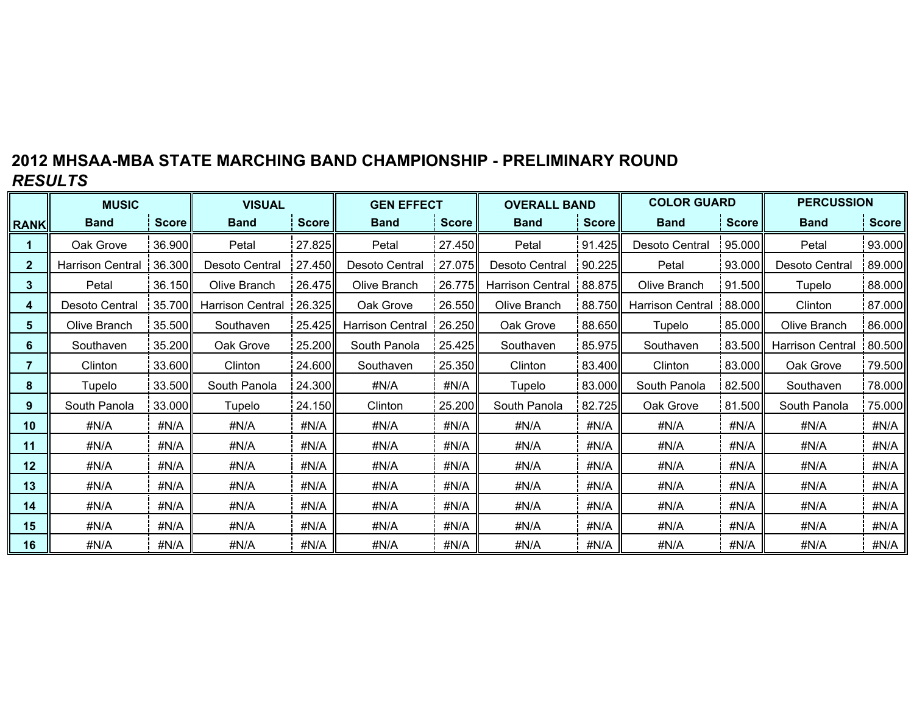**2012 MHSAA-MBA STATE MARCHING BAND CHAMPIONSHIP - PRELIMINARY ROUND**
***RESULTS***

| | MUSIC | | VISUAL | | GEN EFFECT | | OVERALL BAND | | COLOR GUARD | | PERCUSSION | |
|---|---|---|---|---|---|---|---|---|---|---|---|---|
| **RANK** | **Band** | **Score** | **Band** | **Score** | **Band** | **Score** | **Band** | **Score** | **Band** | **Score** | **Band** | **Score** |
| **1** | Oak Grove | 36.900 | Petal | 27.825 | Petal | 27.450 | Petal | 91.425 | Desoto Central | 95.000 | Petal | 93.000 |
| **2** | Harrison Central | 36.300 | Desoto Central | 27.450 | Desoto Central | 27.075 | Desoto Central | 90.225 | Petal | 93.000 | Desoto Central | 89.000 |
| **3** | Petal | 36.150 | Olive Branch | 26.475 | Olive Branch | 26.775 | Harrison Central | 88.875 | Olive Branch | 91.500 | Tupelo | 88.000 |
| **4** | Desoto Central | 35.700 | Harrison Central | 26.325 | Oak Grove | 26.550 | Olive Branch | 88.750 | Harrison Central | 88.000 | Clinton | 87.000 |
| **5** | Olive Branch | 35.500 | Southaven | 25.425 | Harrison Central | 26.250 | Oak Grove | 88.650 | Tupelo | 85.000 | Olive Branch | 86.000 |
| **6** | Southaven | 35.200 | Oak Grove | 25.200 | South Panola | 25.425 | Southaven | 85.975 | Southaven | 83.500 | Harrison Central | 80.500 |
| **7** | Clinton | 33.600 | Clinton | 24.600 | Southaven | 25.350 | Clinton | 83.400 | Clinton | 83.000 | Oak Grove | 79.500 |
| **8** | Tupelo | 33.500 | South Panola | 24.300 | #N/A | #N/A | Tupelo | 83.000 | South Panola | 82.500 | Southaven | 78.000 |
| **9** | South Panola | 33.000 | Tupelo | 24.150 | Clinton | 25.200 | South Panola | 82.725 | Oak Grove | 81.500 | South Panola | 75.000 |
| **10** | #N/A | #N/A | #N/A | #N/A | #N/A | #N/A | #N/A | #N/A | #N/A | #N/A | #N/A | #N/A |
| **11** | #N/A | #N/A | #N/A | #N/A | #N/A | #N/A | #N/A | #N/A | #N/A | #N/A | #N/A | #N/A |
| **12** | #N/A | #N/A | #N/A | #N/A | #N/A | #N/A | #N/A | #N/A | #N/A | #N/A | #N/A | #N/A |
| **13** | #N/A | #N/A | #N/A | #N/A | #N/A | #N/A | #N/A | #N/A | #N/A | #N/A | #N/A | #N/A |
| **14** | #N/A | #N/A | #N/A | #N/A | #N/A | #N/A | #N/A | #N/A | #N/A | #N/A | #N/A | #N/A |
| **15** | #N/A | #N/A | #N/A | #N/A | #N/A | #N/A | #N/A | #N/A | #N/A | #N/A | #N/A | #N/A |
| **16** | #N/A | #N/A | #N/A | #N/A | #N/A | #N/A | #N/A | #N/A | #N/A | #N/A | #N/A | #N/A |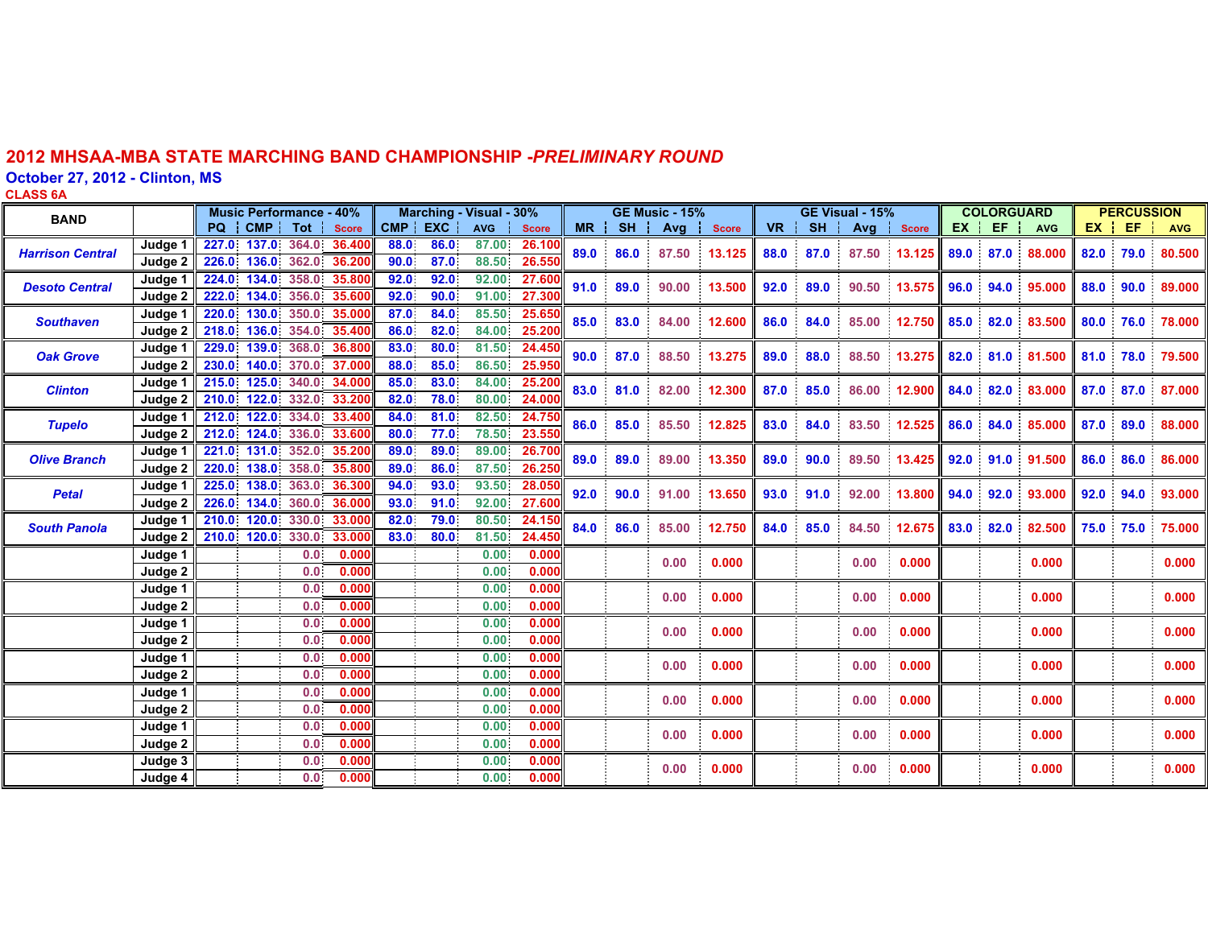# 2012 MHSAA-MBA STATE MARCHING BAND CHAMPIONSHIP -*PRELIMINARY ROUND*

## October 27, 2012 - Clinton, MS

CLASS 6A

| BAND | | Music Performance - 40% | | | | Marching - Visual - 30% | | | | GE Music - 15% | | | | GE Visual - 15% | | | | COLORGUARD | | | PERCUSSION | | |
|---|---|---|---|---|---|---|---|---|---|---|---|---|---|---|---|---|---|---|---|---|---|---|---|
| | | PQ | CMP | Tot | Score | CMP | EXC | AVG | Score | MR | SH | Avg | Score | VR | SH | Avg | Score | EX | EF | AVG | EX | EF | AVG |
| Harrison Central | Judge 1 | 227.0 | 137.0 | 364.0 | 36.400 | 88.0 | 86.0 | 87.00 | 26.100 | 89.0 | 86.0 | 87.50 | 13.125 | 88.0 | 87.0 | 87.50 | 13.125 | 89.0 | 87.0 | 88.000 | 82.0 | 79.0 | 80.500 |
| | Judge 2 | 226.0 | 136.0 | 362.0 | 36.200 | 90.0 | 87.0 | 88.50 | 26.550 | | | | | | | | | | | | | | |
| Desoto Central | Judge 1 | 224.0 | 134.0 | 358.0 | 35.800 | 92.0 | 92.0 | 92.00 | 27.600 | 91.0 | 89.0 | 90.00 | 13.500 | 92.0 | 89.0 | 90.50 | 13.575 | 96.0 | 94.0 | 95.000 | 88.0 | 90.0 | 89.000 |
| | Judge 2 | 222.0 | 134.0 | 356.0 | 35.600 | 92.0 | 90.0 | 91.00 | 27.300 | | | | | | | | | | | | | | |
| Southaven | Judge 1 | 220.0 | 130.0 | 350.0 | 35.000 | 87.0 | 84.0 | 85.50 | 25.650 | 85.0 | 83.0 | 84.00 | 12.600 | 86.0 | 84.0 | 85.00 | 12.750 | 85.0 | 82.0 | 83.500 | 80.0 | 76.0 | 78.000 |
| | Judge 2 | 218.0 | 136.0 | 354.0 | 35.400 | 86.0 | 82.0 | 84.00 | 25.200 | | | | | | | | | | | | | | |
| Oak Grove | Judge 1 | 229.0 | 139.0 | 368.0 | 36.800 | 83.0 | 80.0 | 81.50 | 24.450 | 90.0 | 87.0 | 88.50 | 13.275 | 89.0 | 88.0 | 88.50 | 13.275 | 82.0 | 81.0 | 81.500 | 81.0 | 78.0 | 79.500 |
| | Judge 2 | 230.0 | 140.0 | 370.0 | 37.000 | 88.0 | 85.0 | 86.50 | 25.950 | | | | | | | | | | | | | | |
| Clinton | Judge 1 | 215.0 | 125.0 | 340.0 | 34.000 | 85.0 | 83.0 | 84.00 | 25.200 | 83.0 | 81.0 | 82.00 | 12.300 | 87.0 | 85.0 | 86.00 | 12.900 | 84.0 | 82.0 | 83.000 | 87.0 | 87.0 | 87.000 |
| | Judge 2 | 210.0 | 122.0 | 332.0 | 33.200 | 82.0 | 78.0 | 80.00 | 24.000 | | | | | | | | | | | | | | |
| Tupelo | Judge 1 | 212.0 | 122.0 | 334.0 | 33.400 | 84.0 | 81.0 | 82.50 | 24.750 | 86.0 | 85.0 | 85.50 | 12.825 | 83.0 | 84.0 | 83.50 | 12.525 | 86.0 | 84.0 | 85.000 | 87.0 | 89.0 | 88.000 |
| | Judge 2 | 212.0 | 124.0 | 336.0 | 33.600 | 80.0 | 77.0 | 78.50 | 23.550 | | | | | | | | | | | | | | |
| Olive Branch | Judge 1 | 221.0 | 131.0 | 352.0 | 35.200 | 89.0 | 89.0 | 89.00 | 26.700 | 89.0 | 89.0 | 89.00 | 13.350 | 89.0 | 90.0 | 89.50 | 13.425 | 92.0 | 91.0 | 91.500 | 86.0 | 86.0 | 86.000 |
| | Judge 2 | 220.0 | 138.0 | 358.0 | 35.800 | 89.0 | 86.0 | 87.50 | 26.250 | | | | | | | | | | | | | | |
| Petal | Judge 1 | 225.0 | 138.0 | 363.0 | 36.300 | 94.0 | 93.0 | 93.50 | 28.050 | 92.0 | 90.0 | 91.00 | 13.650 | 93.0 | 91.0 | 92.00 | 13.800 | 94.0 | 92.0 | 93.000 | 92.0 | 94.0 | 93.000 |
| | Judge 2 | 226.0 | 134.0 | 360.0 | 36.000 | 93.0 | 91.0 | 92.00 | 27.600 | | | | | | | | | | | | | | |
| South Panola | Judge 1 | 210.0 | 120.0 | 330.0 | 33.000 | 82.0 | 79.0 | 80.50 | 24.150 | 84.0 | 86.0 | 85.00 | 12.750 | 84.0 | 85.0 | 84.50 | 12.675 | 83.0 | 82.0 | 82.500 | 75.0 | 75.0 | 75.000 |
| | Judge 2 | 210.0 | 120.0 | 330.0 | 33.000 | 83.0 | 80.0 | 81.50 | 24.450 | | | | | | | | | | | | | | |
| | Judge 1 | | | 0.0 | 0.000 | | | 0.00 | 0.000 | | | 0.00 | 0.000 | | | 0.00 | 0.000 | | | 0.000 | | | 0.000 |
| | Judge 2 | | | 0.0 | 0.000 | | | 0.00 | 0.000 | | | | | | | | | | | | | | |
| | Judge 1 | | | 0.0 | 0.000 | | | 0.00 | 0.000 | | | 0.00 | 0.000 | | | 0.00 | 0.000 | | | 0.000 | | | 0.000 |
| | Judge 2 | | | 0.0 | 0.000 | | | 0.00 | 0.000 | | | | | | | | | | | | | | |
| | Judge 1 | | | 0.0 | 0.000 | | | 0.00 | 0.000 | | | 0.00 | 0.000 | | | 0.00 | 0.000 | | | 0.000 | | | 0.000 |
| | Judge 2 | | | 0.0 | 0.000 | | | 0.00 | 0.000 | | | | | | | | | | | | | | |
| | Judge 1 | | | 0.0 | 0.000 | | | 0.00 | 0.000 | | | 0.00 | 0.000 | | | 0.00 | 0.000 | | | 0.000 | | | 0.000 |
| | Judge 2 | | | 0.0 | 0.000 | | | 0.00 | 0.000 | | | | | | | | | | | | | | |
| | Judge 1 | | | 0.0 | 0.000 | | | 0.00 | 0.000 | | | 0.00 | 0.000 | | | 0.00 | 0.000 | | | 0.000 | | | 0.000 |
| | Judge 2 | | | 0.0 | 0.000 | | | 0.00 | 0.000 | | | | | | | | | | | | | | |
| | Judge 1 | | | 0.0 | 0.000 | | | 0.00 | 0.000 | | | 0.00 | 0.000 | | | 0.00 | 0.000 | | | 0.000 | | | 0.000 |
| | Judge 2 | | | 0.0 | 0.000 | | | 0.00 | 0.000 | | | | | | | | | | | | | | |
| | Judge 3 | | | 0.0 | 0.000 | | | 0.00 | 0.000 | | | 0.00 | 0.000 | | | 0.00 | 0.000 | | | 0.000 | | | 0.000 |
| | Judge 4 | | | 0.0 | 0.000 | | | 0.00 | 0.000 | | | | | | | | | | | | | | |